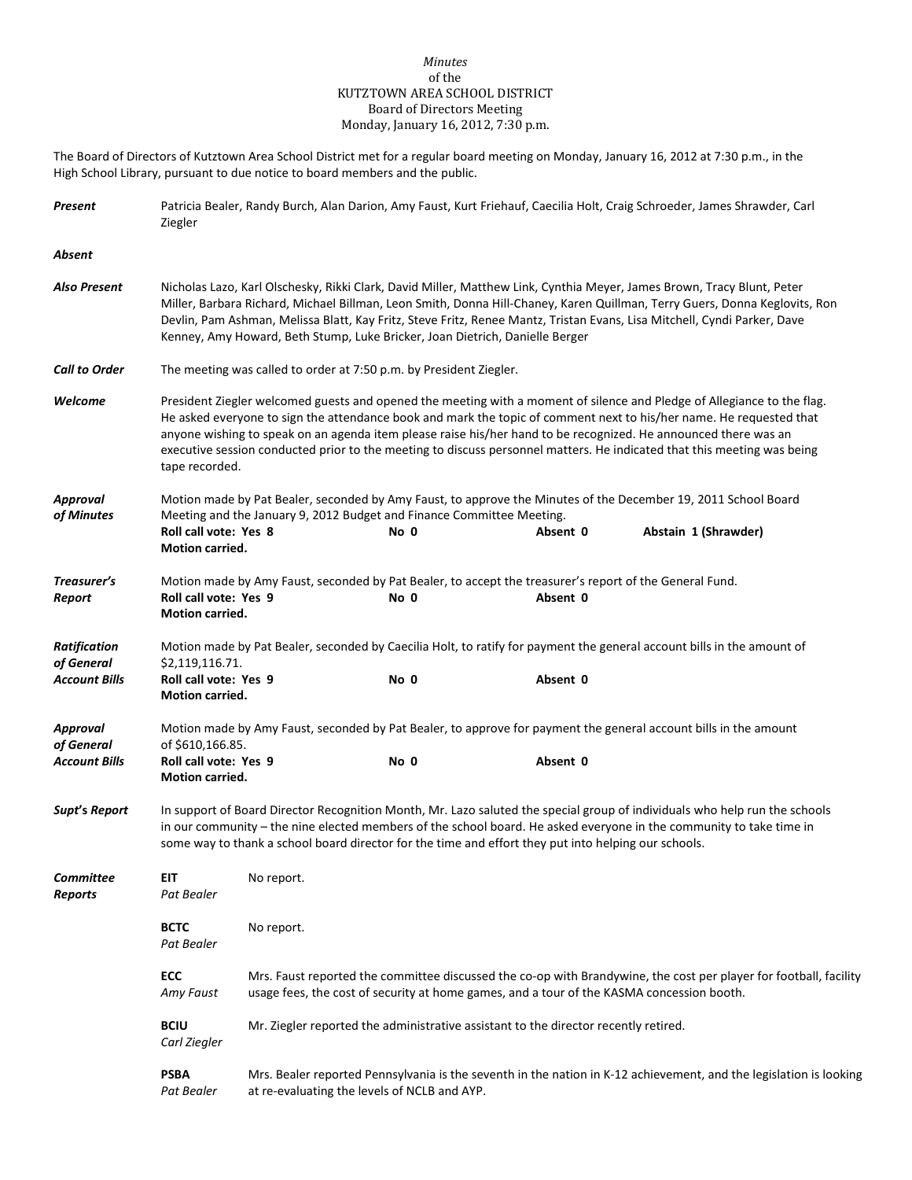*Minutes*
of the
KUTZTOWN AREA SCHOOL DISTRICT
Board of Directors Meeting
Monday, January 16, 2012, 7:30 p.m.

The Board of Directors of Kutztown Area School District met for a regular board meeting on Monday, January 16, 2012 at 7:30 p.m., in the High School Library, pursuant to due notice to board members and the public.

***Present*** Patricia Bealer, Randy Burch, Alan Darion, Amy Faust, Kurt Friehauf, Caecilia Holt, Craig Schroeder, James Shrawder, Carl Ziegler

***Absent***

***Also Present*** Nicholas Lazo, Karl Olschesky, Rikki Clark, David Miller, Matthew Link, Cynthia Meyer, James Brown, Tracy Blunt, Peter Miller, Barbara Richard, Michael Billman, Leon Smith, Donna Hill-Chaney, Karen Quillman, Terry Guers, Donna Keglovits, Ron Devlin, Pam Ashman, Melissa Blatt, Kay Fritz, Steve Fritz, Renee Mantz, Tristan Evans, Lisa Mitchell, Cyndi Parker, Dave Kenney, Amy Howard, Beth Stump, Luke Bricker, Joan Dietrich, Danielle Berger

***Call to Order*** The meeting was called to order at 7:50 p.m. by President Ziegler.

***Welcome*** President Ziegler welcomed guests and opened the meeting with a moment of silence and Pledge of Allegiance to the flag. He asked everyone to sign the attendance book and mark the topic of comment next to his/her name. He requested that anyone wishing to speak on an agenda item please raise his/her hand to be recognized. He announced there was an executive session conducted prior to the meeting to discuss personnel matters. He indicated that this meeting was being tape recorded.

***Approval of Minutes*** Motion made by Pat Bealer, seconded by Amy Faust, to approve the Minutes of the December 19, 2011 School Board Meeting and the January 9, 2012 Budget and Finance Committee Meeting.
**Roll call vote: Yes 8** **No 0** **Absent 0** **Abstain 1 (Shrawder)**
**Motion carried.**

***Treasurer's Report*** Motion made by Amy Faust, seconded by Pat Bealer, to accept the treasurer's report of the General Fund.
**Roll call vote: Yes 9** **No 0** **Absent 0**
**Motion carried.**

***Ratification of General Account Bills*** Motion made by Pat Bealer, seconded by Caecilia Holt, to ratify for payment the general account bills in the amount of $2,119,116.71.
**Roll call vote: Yes 9** **No 0** **Absent 0**
**Motion carried.**

***Approval of General Account Bills*** Motion made by Amy Faust, seconded by Pat Bealer, to approve for payment the general account bills in the amount of $610,166.85.
**Roll call vote: Yes 9** **No 0** **Absent 0**
**Motion carried.**

***Supt's Report*** In support of Board Director Recognition Month, Mr. Lazo saluted the special group of individuals who help run the schools in our community – the nine elected members of the school board. He asked everyone in the community to take time in some way to thank a school board director for the time and effort they put into helping our schools.

***Committee Reports***

**EIT** *Pat Bealer* No report.

**BCTC** *Pat Bealer* No report.

**ECC** *Amy Faust* Mrs. Faust reported the committee discussed the co-op with Brandywine, the cost per player for football, facility usage fees, the cost of security at home games, and a tour of the KASMA concession booth.

**BCIU** *Carl Ziegler* Mr. Ziegler reported the administrative assistant to the director recently retired.

**PSBA** *Pat Bealer* Mrs. Bealer reported Pennsylvania is the seventh in the nation in K-12 achievement, and the legislation is looking at re-evaluating the levels of NCLB and AYP.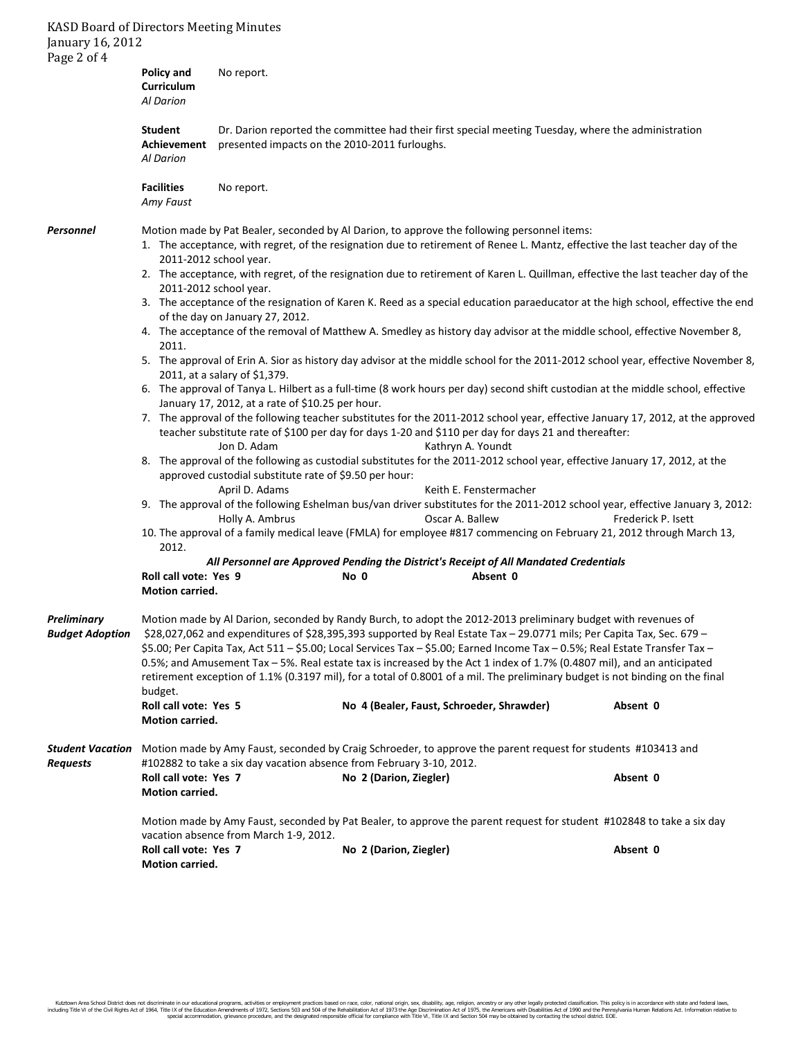**Policy and Curriculum**
*Al Darion*

No report.

**Student Achievement**
*Al Darion*

Dr. Darion reported the committee had their first special meeting Tuesday, where the administration presented impacts on the 2010-2011 furloughs.

**Facilities**
*Amy Faust*

No report.

***Personnel***

Motion made by Pat Bealer, seconded by Al Darion, to approve the following personnel items:

1. The acceptance, with regret, of the resignation due to retirement of Renee L. Mantz, effective the last teacher day of the 2011-2012 school year.
2. The acceptance, with regret, of the resignation due to retirement of Karen L. Quillman, effective the last teacher day of the 2011-2012 school year.
3. The acceptance of the resignation of Karen K. Reed as a special education paraeducator at the high school, effective the end of the day on January 27, 2012.
4. The acceptance of the removal of Matthew A. Smedley as history day advisor at the middle school, effective November 8, 2011.
5. The approval of Erin A. Sior as history day advisor at the middle school for the 2011-2012 school year, effective November 8, 2011, at a salary of $1,379.
6. The approval of Tanya L. Hilbert as a full-time (8 work hours per day) second shift custodian at the middle school, effective January 17, 2012, at a rate of $10.25 per hour.
7. The approval of the following teacher substitutes for the 2011-2012 school year, effective January 17, 2012, at the approved teacher substitute rate of $100 per day for days 1-20 and $110 per day for days 21 and thereafter:
   Jon D. Adam    Kathryn A. Youndt
8. The approval of the following as custodial substitutes for the 2011-2012 school year, effective January 17, 2012, at the approved custodial substitute rate of $9.50 per hour:
   April D. Adams    Keith E. Fenstermacher
9. The approval of the following Eshelman bus/van driver substitutes for the 2011-2012 school year, effective January 3, 2012:
   Holly A. Ambrus    Oscar A. Ballew    Frederick P. Isett
10. The approval of a family medical leave (FMLA) for employee #817 commencing on February 21, 2012 through March 13, 2012.

***All Personnel are Approved Pending the District's Receipt of All Mandated Credentials***

**Roll call vote: Yes 9    No 0    Absent 0**
**Motion carried.**

***Preliminary Budget Adoption***

Motion made by Al Darion, seconded by Randy Burch, to adopt the 2012-2013 preliminary budget with revenues of $28,027,062 and expenditures of $28,395,393 supported by Real Estate Tax – 29.0771 mils; Per Capita Tax, Sec. 679 – $5.00; Per Capita Tax, Act 511 – $5.00; Local Services Tax – $5.00; Earned Income Tax – 0.5%; Real Estate Transfer Tax – 0.5%; and Amusement Tax – 5%. Real estate tax is increased by the Act 1 index of 1.7% (0.4807 mil), and an anticipated retirement exception of 1.1% (0.3197 mil), for a total of 0.8001 of a mil. The preliminary budget is not binding on the final budget.

**Roll call vote: Yes 5    No 4 (Bealer, Faust, Schroeder, Shrawder)    Absent 0**
**Motion carried.**

***Student Vacation Requests***

Motion made by Amy Faust, seconded by Craig Schroeder, to approve the parent request for students #103413 and #102882 to take a six day vacation absence from February 3-10, 2012.

**Roll call vote: Yes 7    No 2 (Darion, Ziegler)    Absent 0**
**Motion carried.**

Motion made by Amy Faust, seconded by Pat Bealer, to approve the parent request for student #102848 to take a six day vacation absence from March 1-9, 2012.

**Roll call vote: Yes 7    No 2 (Darion, Ziegler)    Absent 0**
**Motion carried.**

Kutztown Area School District does not discriminate in our educational programs, activities or employment practices based on race, color, national origin, sex, disability, age, religion, ancestry or any other legally protected classification. This policy is in accordance with state and federal laws, including Title VI of the Civil Rights Act of 1964, Title IX of the Education Amendments of 1972, Sections 503 and 504 of the Rehabilitation Act of 1973 the Age Discrimination Act of 1975, the Americans with Disabilities Act of 1990 and the Pennsylvania Human Relations Act. Information relative to special accommodation, grievance procedure, and the designated responsible official for compliance with Title VI, Title IX and Section 504 may be obtained by contacting the school district. EOE.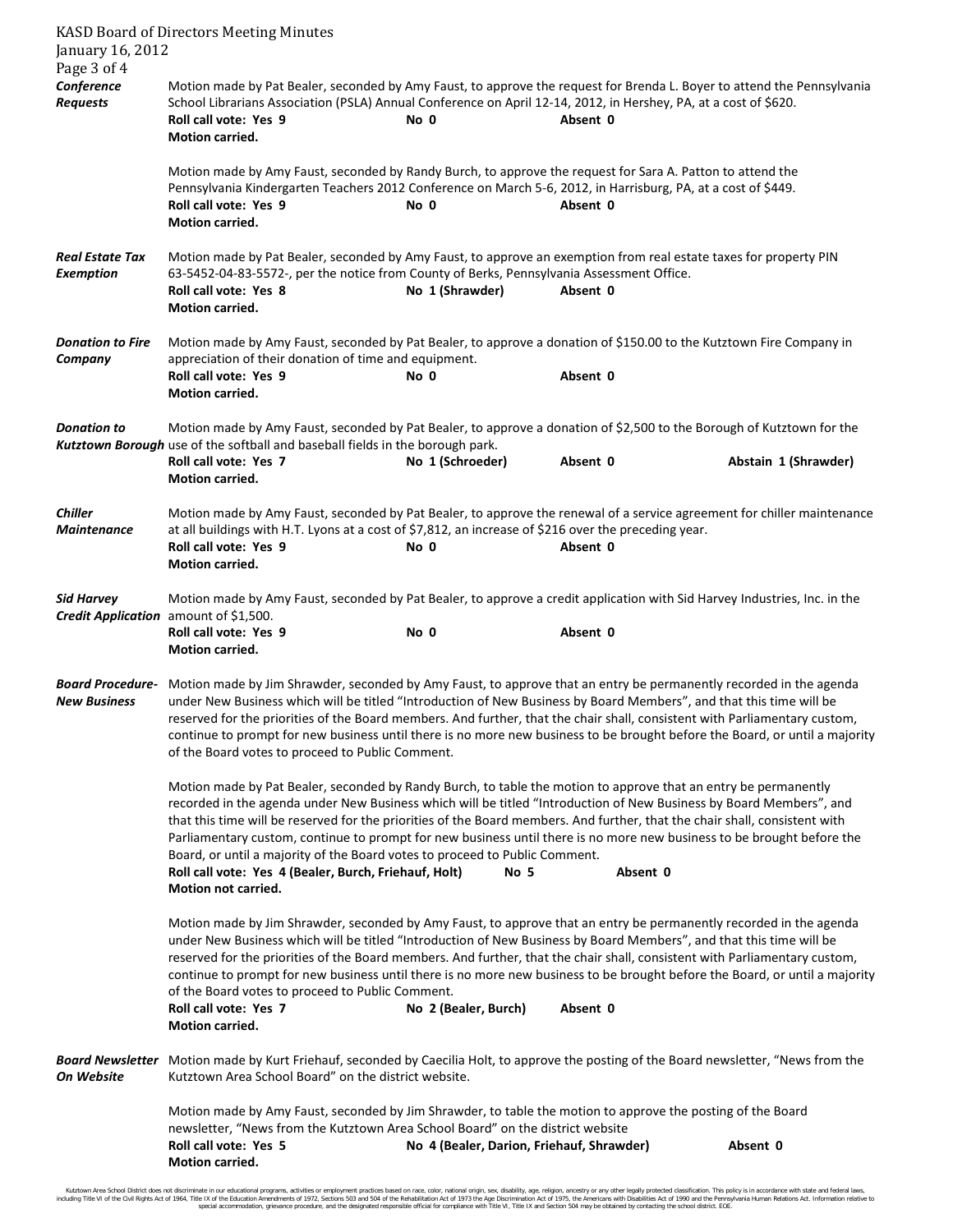***Conference Requests***

Motion made by Pat Bealer, seconded by Amy Faust, to approve the request for Brenda L. Boyer to attend the Pennsylvania School Librarians Association (PSLA) Annual Conference on April 12-14, 2012, in Hershey, PA, at a cost of $620.

**Roll call vote: Yes 9** **No 0** **Absent 0**
**Motion carried.**

Motion made by Amy Faust, seconded by Randy Burch, to approve the request for Sara A. Patton to attend the Pennsylvania Kindergarten Teachers 2012 Conference on March 5-6, 2012, in Harrisburg, PA, at a cost of $449.

**Roll call vote: Yes 9** **No 0** **Absent 0**
**Motion carried.**

***Real Estate Tax Exemption***

Motion made by Pat Bealer, seconded by Amy Faust, to approve an exemption from real estate taxes for property PIN 63-5452-04-83-5572-, per the notice from County of Berks, Pennsylvania Assessment Office.

**Roll call vote: Yes 8** **No 1 (Shrawder)** **Absent 0**
**Motion carried.**

***Donation to Fire Company***

Motion made by Amy Faust, seconded by Pat Bealer, to approve a donation of $150.00 to the Kutztown Fire Company in appreciation of their donation of time and equipment.

**Roll call vote: Yes 9** **No 0** **Absent 0**
**Motion carried.**

***Donation to Kutztown Borough***

Motion made by Amy Faust, seconded by Pat Bealer, to approve a donation of $2,500 to the Borough of Kutztown for the use of the softball and baseball fields in the borough park.

**Roll call vote: Yes 7** **No 1 (Schroeder)** **Absent 0** **Abstain 1 (Shrawder)**
**Motion carried.**

***Chiller Maintenance***

Motion made by Amy Faust, seconded by Pat Bealer, to approve the renewal of a service agreement for chiller maintenance at all buildings with H.T. Lyons at a cost of $7,812, an increase of $216 over the preceding year.

**Roll call vote: Yes 9** **No 0** **Absent 0**
**Motion carried.**

***Sid Harvey Credit Application***

Motion made by Amy Faust, seconded by Pat Bealer, to approve a credit application with Sid Harvey Industries, Inc. in the amount of $1,500.

**Roll call vote: Yes 9** **No 0** **Absent 0**
**Motion carried.**

***Board Procedure-New Business***

Motion made by Jim Shrawder, seconded by Amy Faust, to approve that an entry be permanently recorded in the agenda under New Business which will be titled "Introduction of New Business by Board Members", and that this time will be reserved for the priorities of the Board members. And further, that the chair shall, consistent with Parliamentary custom, continue to prompt for new business until there is no more new business to be brought before the Board, or until a majority of the Board votes to proceed to Public Comment.

Motion made by Pat Bealer, seconded by Randy Burch, to table the motion to approve that an entry be permanently recorded in the agenda under New Business which will be titled "Introduction of New Business by Board Members", and that this time will be reserved for the priorities of the Board members. And further, that the chair shall, consistent with Parliamentary custom, continue to prompt for new business until there is no more new business to be brought before the Board, or until a majority of the Board votes to proceed to Public Comment.

**Roll call vote: Yes 4 (Bealer, Burch, Friehauf, Holt)** **No 5** **Absent 0**
**Motion not carried.**

Motion made by Jim Shrawder, seconded by Amy Faust, to approve that an entry be permanently recorded in the agenda under New Business which will be titled "Introduction of New Business by Board Members", and that this time will be reserved for the priorities of the Board members. And further, that the chair shall, consistent with Parliamentary custom, continue to prompt for new business until there is no more new business to be brought before the Board, or until a majority of the Board votes to proceed to Public Comment.

**Roll call vote: Yes 7** **No 2 (Bealer, Burch)** **Absent 0**
**Motion carried.**

***Board Newsletter On Website***

Motion made by Kurt Friehauf, seconded by Caecilia Holt, to approve the posting of the Board newsletter, "News from the Kutztown Area School Board" on the district website.

Motion made by Amy Faust, seconded by Jim Shrawder, to table the motion to approve the posting of the Board newsletter, "News from the Kutztown Area School Board" on the district website

**Roll call vote: Yes 5** **No 4 (Bealer, Darion, Friehauf, Shrawder)** **Absent 0**
**Motion carried.**

Kutztown Area School District does not discriminate in our educational programs, activities or employment practices based on race, color, national origin, sex, disability, age, religion, ancestry or any other legally protected classification. This policy is in accordance with state and federal laws, including Title VI of the Civil Rights Act of 1964, Title IX of the Education Amendments of 1972, Sections 503 and 504 of the Rehabilitation Act of 1973 the Age Discrimination Act of 1975, the Americans with Disabilities Act of 1990 and the Pennsylvania Human Relations Act. Information relative to special accommodation, grievance procedure, and the designated responsible official for compliance with Title VI, Title IX and Section 504 may be obtained by contacting the school district. EOE.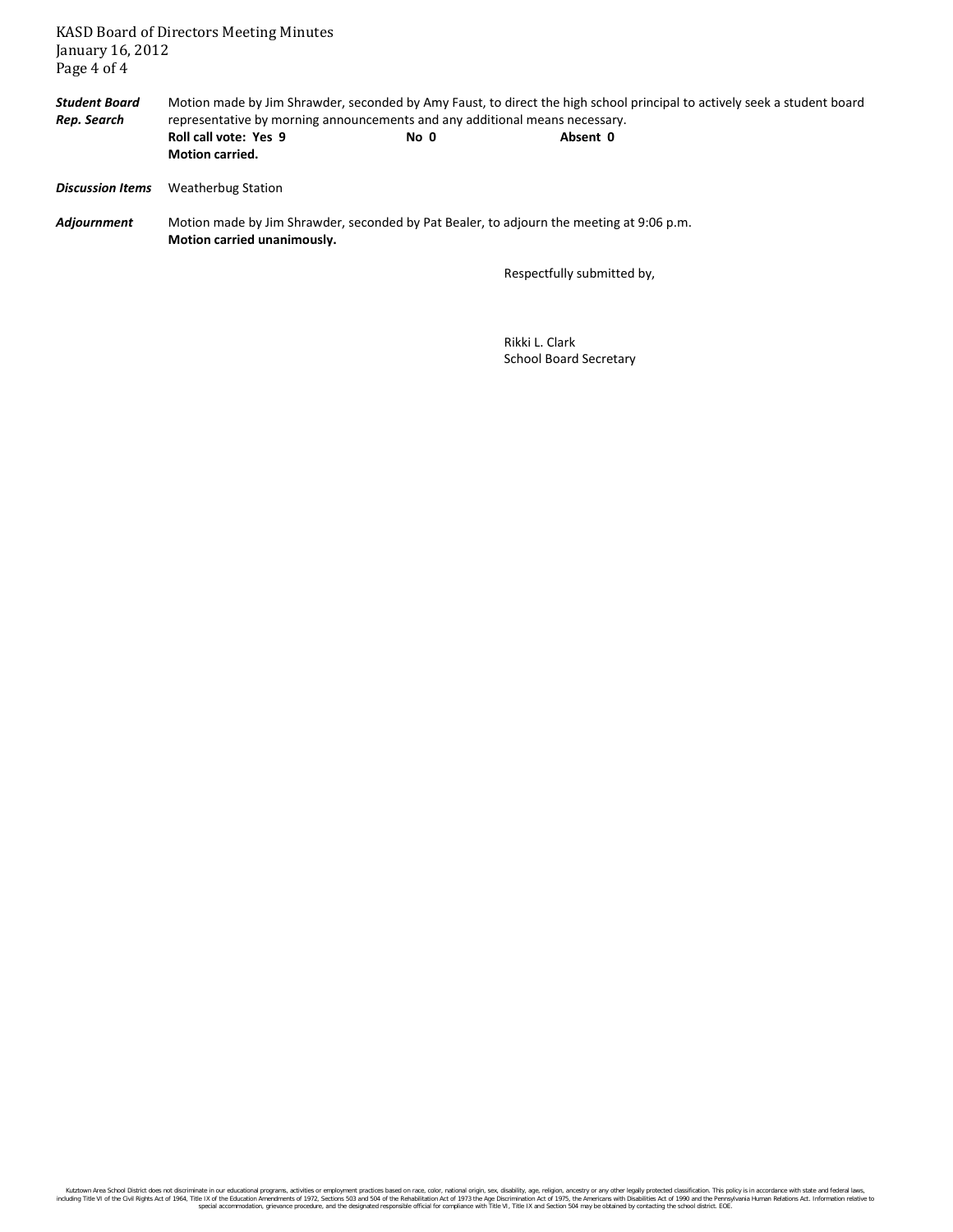***Student Board Rep. Search***

Motion made by Jim Shrawder, seconded by Amy Faust, to direct the high school principal to actively seek a student board representative by morning announcements and any additional means necessary.

**Roll call vote: Yes 9 No 0 Absent 0**
**Motion carried.**

***Discussion Items***

Weatherbug Station

***Adjournment***

Motion made by Jim Shrawder, seconded by Pat Bealer, to adjourn the meeting at 9:06 p.m.
**Motion carried unanimously.**

Respectfully submitted by,

Rikki L. Clark
School Board Secretary

Kutztown Area School District does not discriminate in our educational programs, activities or employment practices based on race, color, national origin, sex, disability, age, religion, ancestry or any other legally protected classification. This policy is in accordance with state and federal laws, including Title VI of the Civil Rights Act of 1964, Title IX of the Education Amendments of 1972, Sections 503 and 504 of the Rehabilitation Act of 1973 the Age Discrimination Act of 1975, the Americans with Disabilities Act of 1990 and the Pennsylvania Human Relations Act. Information relative to special accommodation, grievance procedure, and the designated responsible official for compliance with Title VI, Title IX and Section 504 may be obtained by contacting the school district. EOE.